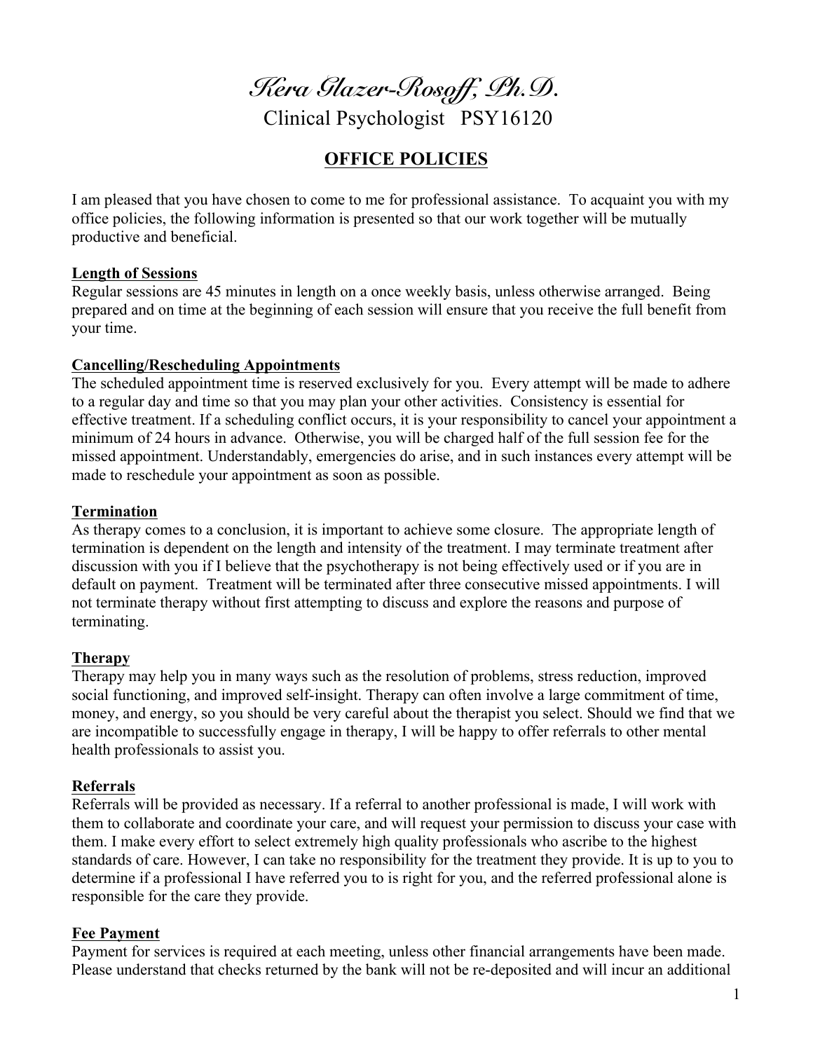# *Kera Glazer-Rosoff, Ph.D.*

Clinical Psychologist PSY16120

## OFFICE POLICIES

I am pleased that you have chosen to come to me for professional assistance. To acquaint you with my office policies, the following information is presented so that our work together will be mutually productive and beneficial.

**Length of Sessions**

Regular sessions are 45 minutes in length on a once weekly basis, unless otherwise arranged. Being prepared and on time at the beginning of each session will ensure that you receive the full benefit from your time.

**Cancelling/Rescheduling Appointments**

The scheduled appointment time is reserved exclusively for you. Every attempt will be made to adhere to a regular day and time so that you may plan your other activities. Consistency is essential for effective treatment. If a scheduling conflict occurs, it is your responsibility to cancel your appointment a minimum of 24 hours in advance. Otherwise, you will be charged half of the full session fee for the missed appointment. Understandably, emergencies do arise, and in such instances every attempt will be made to reschedule your appointment as soon as possible.

**Termination**

As therapy comes to a conclusion, it is important to achieve some closure. The appropriate length of termination is dependent on the length and intensity of the treatment. I may terminate treatment after discussion with you if I believe that the psychotherapy is not being effectively used or if you are in default on payment. Treatment will be terminated after three consecutive missed appointments. I will not terminate therapy without first attempting to discuss and explore the reasons and purpose of terminating.

**Therapy**

Therapy may help you in many ways such as the resolution of problems, stress reduction, improved social functioning, and improved self-insight. Therapy can often involve a large commitment of time, money, and energy, so you should be very careful about the therapist you select. Should we find that we are incompatible to successfully engage in therapy, I will be happy to offer referrals to other mental health professionals to assist you.

**Referrals**

Referrals will be provided as necessary. If a referral to another professional is made, I will work with them to collaborate and coordinate your care, and will request your permission to discuss your case with them. I make every effort to select extremely high quality professionals who ascribe to the highest standards of care. However, I can take no responsibility for the treatment they provide. It is up to you to determine if a professional I have referred you to is right for you, and the referred professional alone is responsible for the care they provide.

**Fee Payment**

Payment for services is required at each meeting, unless other financial arrangements have been made. Please understand that checks returned by the bank will not be re-deposited and will incur an additional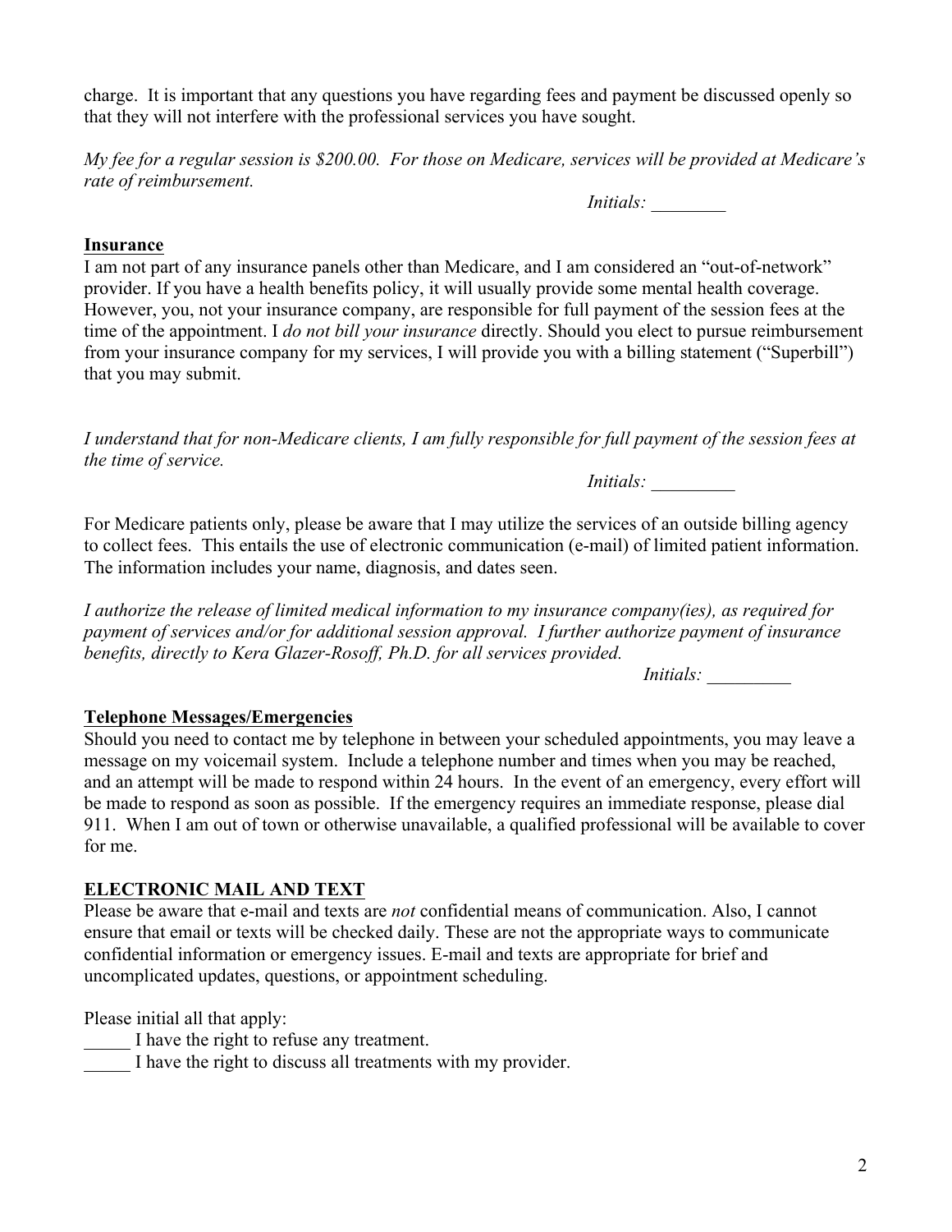charge. It is important that any questions you have regarding fees and payment be discussed openly so that they will not interfere with the professional services you have sought.

*My fee for a regular session is $200.00. For those on Medicare, services will be provided at Medicare's rate of reimbursement.*

*Initials:* ________

**Insurance**

I am not part of any insurance panels other than Medicare, and I am considered an "out-of-network" provider. If you have a health benefits policy, it will usually provide some mental health coverage. However, you, not your insurance company, are responsible for full payment of the session fees at the time of the appointment. I *do not bill your insurance* directly. Should you elect to pursue reimbursement from your insurance company for my services, I will provide you with a billing statement ("Superbill") that you may submit.

*I understand that for non-Medicare clients, I am fully responsible for full payment of the session fees at the time of service.*

*Initials:* _________

For Medicare patients only, please be aware that I may utilize the services of an outside billing agency to collect fees. This entails the use of electronic communication (e-mail) of limited patient information. The information includes your name, diagnosis, and dates seen.

*I authorize the release of limited medical information to my insurance company(ies), as required for payment of services and/or for additional session approval. I further authorize payment of insurance benefits, directly to Kera Glazer-Rosoff, Ph.D. for all services provided.*

*Initials:* _________

**Telephone Messages/Emergencies**

Should you need to contact me by telephone in between your scheduled appointments, you may leave a message on my voicemail system. Include a telephone number and times when you may be reached, and an attempt will be made to respond within 24 hours. In the event of an emergency, every effort will be made to respond as soon as possible. If the emergency requires an immediate response, please dial 911. When I am out of town or otherwise unavailable, a qualified professional will be available to cover for me.

**ELECTRONIC MAIL AND TEXT**

Please be aware that e-mail and texts are *not* confidential means of communication. Also, I cannot ensure that email or texts will be checked daily. These are not the appropriate ways to communicate confidential information or emergency issues. E-mail and texts are appropriate for brief and uncomplicated updates, questions, or appointment scheduling.

Please initial all that apply:

_____ I have the right to refuse any treatment.

_____ I have the right to discuss all treatments with my provider.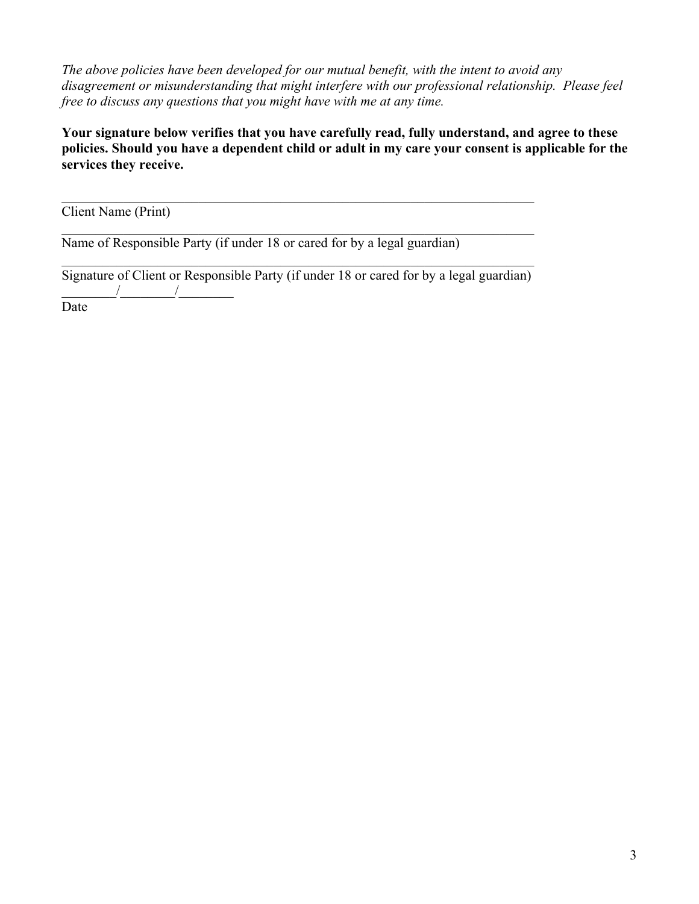*The above policies have been developed for our mutual benefit, with the intent to avoid any disagreement or misunderstanding that might interfere with our professional relationship. Please feel free to discuss any questions that you might have with me at any time.*

**Your signature below verifies that you have carefully read, fully understand, and agree to these policies. Should you have a dependent child or adult in my care your consent is applicable for the services they receive.**

______________________________________________________________________
Client Name (Print)

______________________________________________________________________
Name of Responsible Party (if under 18 or cared for by a legal guardian)

______________________________________________________________________
Signature of Client or Responsible Party (if under 18 or cared for by a legal guardian)

________/________/________
Date